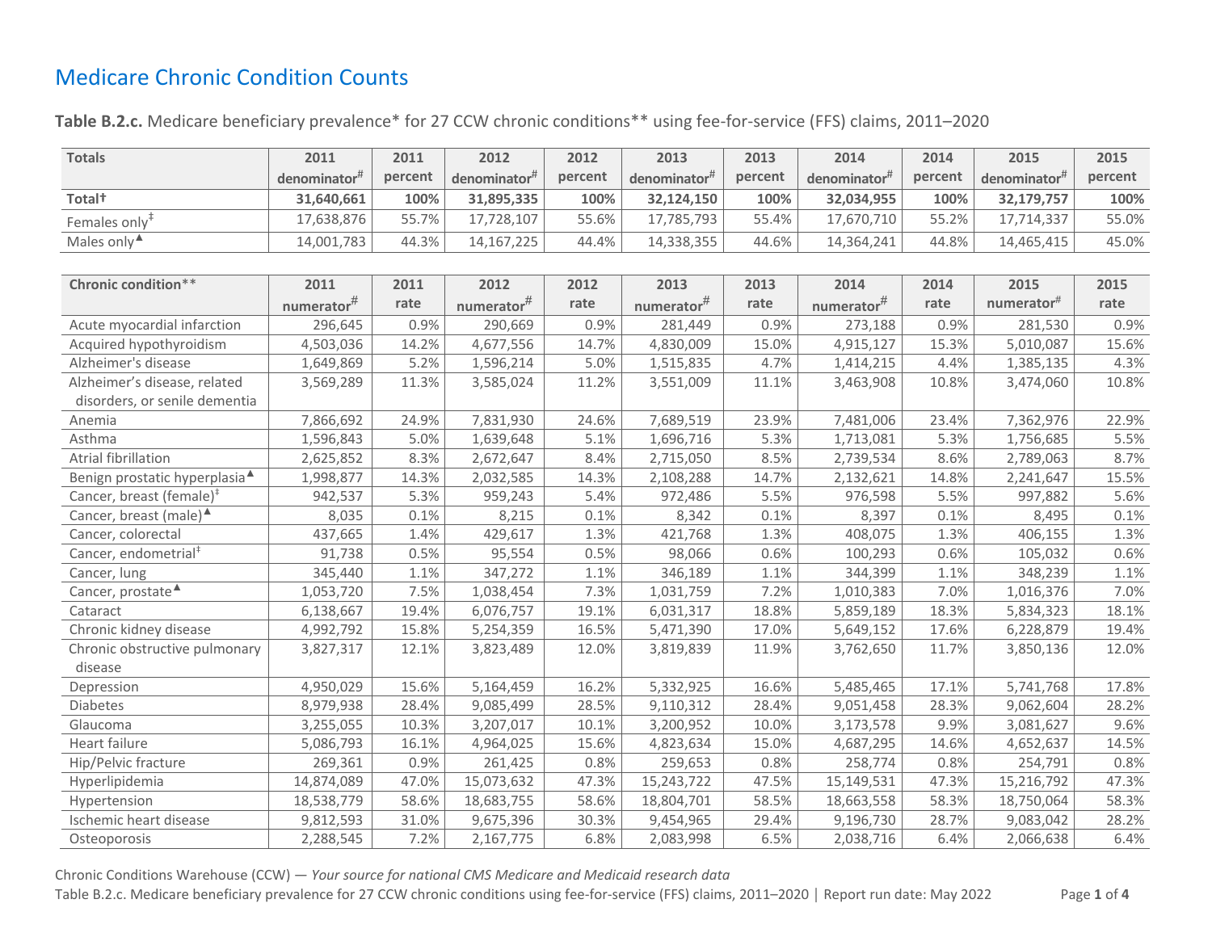# Medicare Chronic Condition Counts

**Table B.2.c.** Medicare beneficiary prevalence* for 27 CCW chronic conditions** using fee-for-service (FFS) claims, 2011–2020

| Totals | 2011 denominator# | 2011 percent | 2012 denominator# | 2012 percent | 2013 denominator# | 2013 percent | 2014 denominator# | 2014 percent | 2015 denominator# | 2015 percent |
|---|---|---|---|---|---|---|---|---|---|---|
| **Total†** | **31,640,661** | **100%** | **31,895,335** | **100%** | **32,124,150** | **100%** | **32,034,955** | **100%** | **32,179,757** | **100%** |
| Females only‡ | 17,638,876 | 55.7% | 17,728,107 | 55.6% | 17,785,793 | 55.4% | 17,670,710 | 55.2% | 17,714,337 | 55.0% |
| Males only▲ | 14,001,783 | 44.3% | 14,167,225 | 44.4% | 14,338,355 | 44.6% | 14,364,241 | 44.8% | 14,465,415 | 45.0% |

| Chronic condition** | 2011 numerator# | 2011 rate | 2012 numerator# | 2012 rate | 2013 numerator# | 2013 rate | 2014 numerator# | 2014 rate | 2015 numerator# | 2015 rate |
|---|---|---|---|---|---|---|---|---|---|---|
| Acute myocardial infarction | 296,645 | 0.9% | 290,669 | 0.9% | 281,449 | 0.9% | 273,188 | 0.9% | 281,530 | 0.9% |
| Acquired hypothyroidism | 4,503,036 | 14.2% | 4,677,556 | 14.7% | 4,830,009 | 15.0% | 4,915,127 | 15.3% | 5,010,087 | 15.6% |
| Alzheimer's disease | 1,649,869 | 5.2% | 1,596,214 | 5.0% | 1,515,835 | 4.7% | 1,414,215 | 4.4% | 1,385,135 | 4.3% |
| Alzheimer's disease, related disorders, or senile dementia | 3,569,289 | 11.3% | 3,585,024 | 11.2% | 3,551,009 | 11.1% | 3,463,908 | 10.8% | 3,474,060 | 10.8% |
| Anemia | 7,866,692 | 24.9% | 7,831,930 | 24.6% | 7,689,519 | 23.9% | 7,481,006 | 23.4% | 7,362,976 | 22.9% |
| Asthma | 1,596,843 | 5.0% | 1,639,648 | 5.1% | 1,696,716 | 5.3% | 1,713,081 | 5.3% | 1,756,685 | 5.5% |
| Atrial fibrillation | 2,625,852 | 8.3% | 2,672,647 | 8.4% | 2,715,050 | 8.5% | 2,739,534 | 8.6% | 2,789,063 | 8.7% |
| Benign prostatic hyperplasia▲ | 1,998,877 | 14.3% | 2,032,585 | 14.3% | 2,108,288 | 14.7% | 2,132,621 | 14.8% | 2,241,647 | 15.5% |
| Cancer, breast (female)‡ | 942,537 | 5.3% | 959,243 | 5.4% | 972,486 | 5.5% | 976,598 | 5.5% | 997,882 | 5.6% |
| Cancer, breast (male)▲ | 8,035 | 0.1% | 8,215 | 0.1% | 8,342 | 0.1% | 8,397 | 0.1% | 8,495 | 0.1% |
| Cancer, colorectal | 437,665 | 1.4% | 429,617 | 1.3% | 421,768 | 1.3% | 408,075 | 1.3% | 406,155 | 1.3% |
| Cancer, endometrial‡ | 91,738 | 0.5% | 95,554 | 0.5% | 98,066 | 0.6% | 100,293 | 0.6% | 105,032 | 0.6% |
| Cancer, lung | 345,440 | 1.1% | 347,272 | 1.1% | 346,189 | 1.1% | 344,399 | 1.1% | 348,239 | 1.1% |
| Cancer, prostate▲ | 1,053,720 | 7.5% | 1,038,454 | 7.3% | 1,031,759 | 7.2% | 1,010,383 | 7.0% | 1,016,376 | 7.0% |
| Cataract | 6,138,667 | 19.4% | 6,076,757 | 19.1% | 6,031,317 | 18.8% | 5,859,189 | 18.3% | 5,834,323 | 18.1% |
| Chronic kidney disease | 4,992,792 | 15.8% | 5,254,359 | 16.5% | 5,471,390 | 17.0% | 5,649,152 | 17.6% | 6,228,879 | 19.4% |
| Chronic obstructive pulmonary disease | 3,827,317 | 12.1% | 3,823,489 | 12.0% | 3,819,839 | 11.9% | 3,762,650 | 11.7% | 3,850,136 | 12.0% |
| Depression | 4,950,029 | 15.6% | 5,164,459 | 16.2% | 5,332,925 | 16.6% | 5,485,465 | 17.1% | 5,741,768 | 17.8% |
| Diabetes | 8,979,938 | 28.4% | 9,085,499 | 28.5% | 9,110,312 | 28.4% | 9,051,458 | 28.3% | 9,062,604 | 28.2% |
| Glaucoma | 3,255,055 | 10.3% | 3,207,017 | 10.1% | 3,200,952 | 10.0% | 3,173,578 | 9.9% | 3,081,627 | 9.6% |
| Heart failure | 5,086,793 | 16.1% | 4,964,025 | 15.6% | 4,823,634 | 15.0% | 4,687,295 | 14.6% | 4,652,637 | 14.5% |
| Hip/Pelvic fracture | 269,361 | 0.9% | 261,425 | 0.8% | 259,653 | 0.8% | 258,774 | 0.8% | 254,791 | 0.8% |
| Hyperlipidemia | 14,874,089 | 47.0% | 15,073,632 | 47.3% | 15,243,722 | 47.5% | 15,149,531 | 47.3% | 15,216,792 | 47.3% |
| Hypertension | 18,538,779 | 58.6% | 18,683,755 | 58.6% | 18,804,701 | 58.5% | 18,663,558 | 58.3% | 18,750,064 | 58.3% |
| Ischemic heart disease | 9,812,593 | 31.0% | 9,675,396 | 30.3% | 9,454,965 | 29.4% | 9,196,730 | 28.7% | 9,083,042 | 28.2% |
| Osteoporosis | 2,288,545 | 7.2% | 2,167,775 | 6.8% | 2,083,998 | 6.5% | 2,038,716 | 6.4% | 2,066,638 | 6.4% |

Chronic Conditions Warehouse (CCW) — *Your source for national CMS Medicare and Medicaid research data*

Table B.2.c. Medicare beneficiary prevalence for 27 CCW chronic conditions using fee-for-service (FFS) claims, 2011–2020 | Report run date: May 2022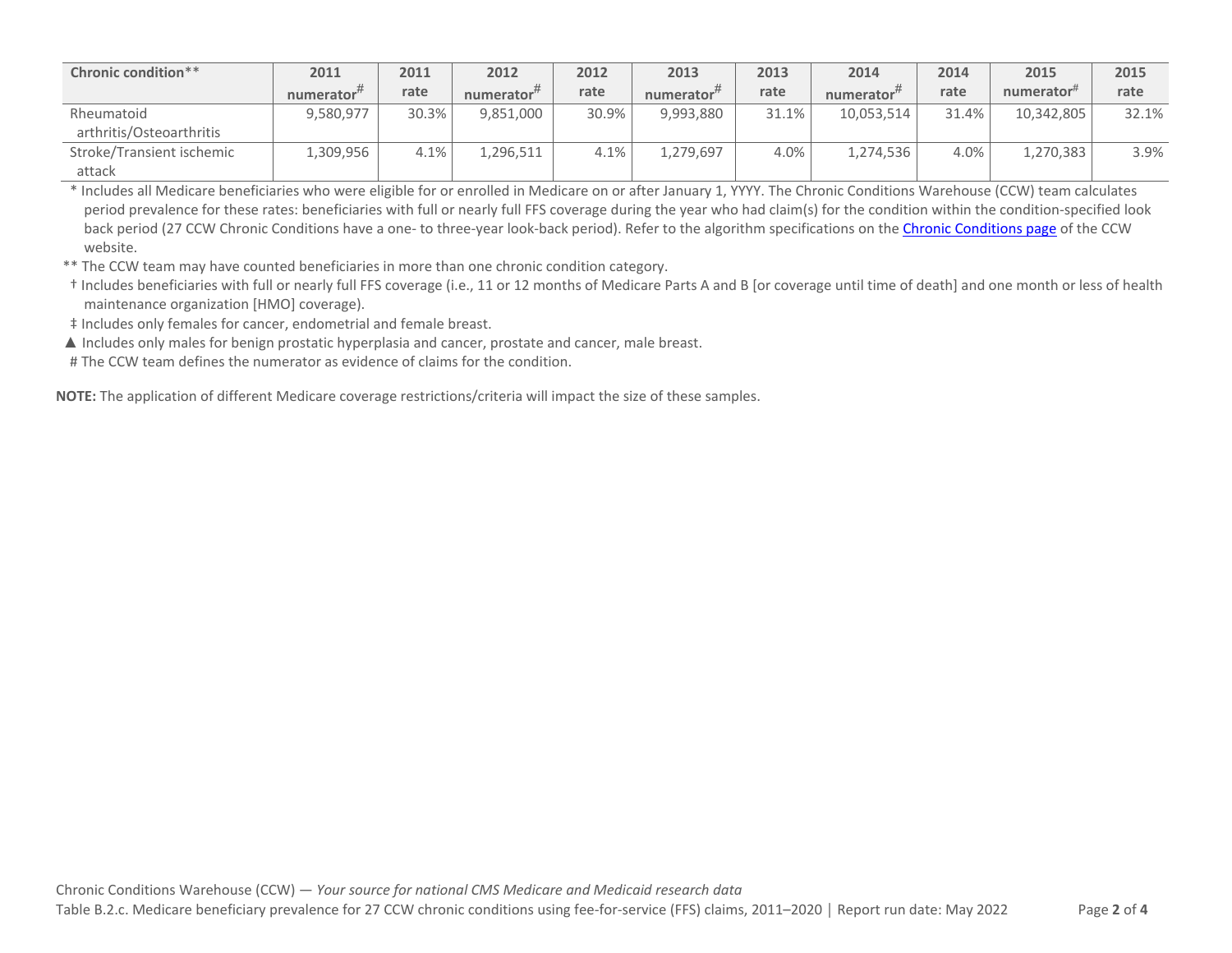| Chronic condition** | 2011 numerator# | 2011 rate | 2012 numerator# | 2012 rate | 2013 numerator# | 2013 rate | 2014 numerator# | 2014 rate | 2015 numerator# | 2015 rate |
|---|---|---|---|---|---|---|---|---|---|---|
| Rheumatoid arthritis/Osteoarthritis | 9,580,977 | 30.3% | 9,851,000 | 30.9% | 9,993,880 | 31.1% | 10,053,514 | 31.4% | 10,342,805 | 32.1% |
| Stroke/Transient ischemic attack | 1,309,956 | 4.1% | 1,296,511 | 4.1% | 1,279,697 | 4.0% | 1,274,536 | 4.0% | 1,270,383 | 3.9% |

* Includes all Medicare beneficiaries who were eligible for or enrolled in Medicare on or after January 1, YYYY. The Chronic Conditions Warehouse (CCW) team calculates period prevalence for these rates: beneficiaries with full or nearly full FFS coverage during the year who had claim(s) for the condition within the condition-specified look back period (27 CCW Chronic Conditions have a one- to three-year look-back period). Refer to the algorithm specifications on the Chronic Conditions page of the CCW website.

** The CCW team may have counted beneficiaries in more than one chronic condition category.

† Includes beneficiaries with full or nearly full FFS coverage (i.e., 11 or 12 months of Medicare Parts A and B [or coverage until time of death] and one month or less of health maintenance organization [HMO] coverage).

‡ Includes only females for cancer, endometrial and female breast.

▲ Includes only males for benign prostatic hyperplasia and cancer, prostate and cancer, male breast.

# The CCW team defines the numerator as evidence of claims for the condition.

**NOTE:** The application of different Medicare coverage restrictions/criteria will impact the size of these samples.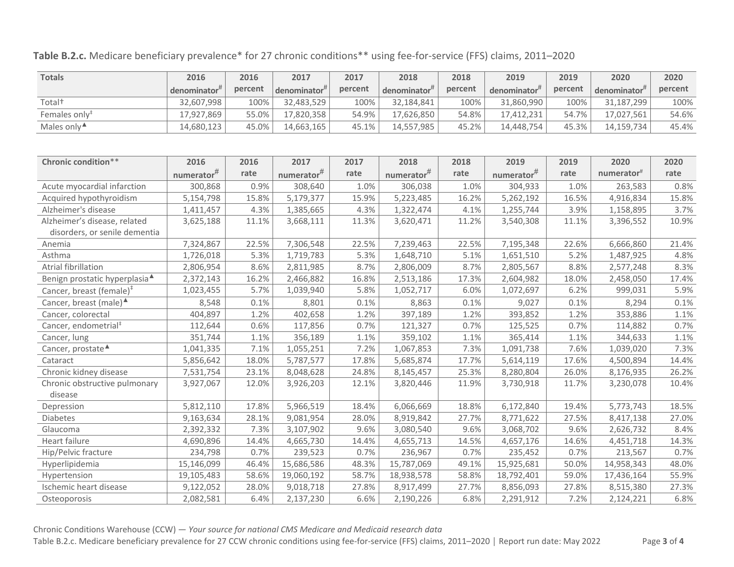**Table B.2.c.** Medicare beneficiary prevalence* for 27 chronic conditions** using fee-for-service (FFS) claims, 2011–2020

| Totals | 2016 denominator# | 2016 percent | 2017 denominator# | 2017 percent | 2018 denominator# | 2018 percent | 2019 denominator# | 2019 percent | 2020 denominator# | 2020 percent |
|---|---|---|---|---|---|---|---|---|---|---|
| Total† | 32,607,998 | 100% | 32,483,529 | 100% | 32,184,841 | 100% | 31,860,990 | 100% | 31,187,299 | 100% |
| Females only‡ | 17,927,869 | 55.0% | 17,820,358 | 54.9% | 17,626,850 | 54.8% | 17,412,231 | 54.7% | 17,027,561 | 54.6% |
| Males only▲ | 14,680,123 | 45.0% | 14,663,165 | 45.1% | 14,557,985 | 45.2% | 14,448,754 | 45.3% | 14,159,734 | 45.4% |

| Chronic condition** | 2016 numerator# | 2016 rate | 2017 numerator# | 2017 rate | 2018 numerator# | 2018 rate | 2019 numerator# | 2019 rate | 2020 numerator# | 2020 rate |
|---|---|---|---|---|---|---|---|---|---|---|
| Acute myocardial infarction | 300,868 | 0.9% | 308,640 | 1.0% | 306,038 | 1.0% | 304,933 | 1.0% | 263,583 | 0.8% |
| Acquired hypothyroidism | 5,154,798 | 15.8% | 5,179,377 | 15.9% | 5,223,485 | 16.2% | 5,262,192 | 16.5% | 4,916,834 | 15.8% |
| Alzheimer's disease | 1,411,457 | 4.3% | 1,385,665 | 4.3% | 1,322,474 | 4.1% | 1,255,744 | 3.9% | 1,158,895 | 3.7% |
| Alzheimer's disease, related disorders, or senile dementia | 3,625,188 | 11.1% | 3,668,111 | 11.3% | 3,620,471 | 11.2% | 3,540,308 | 11.1% | 3,396,552 | 10.9% |
| Anemia | 7,324,867 | 22.5% | 7,306,548 | 22.5% | 7,239,463 | 22.5% | 7,195,348 | 22.6% | 6,666,860 | 21.4% |
| Asthma | 1,726,018 | 5.3% | 1,719,783 | 5.3% | 1,648,710 | 5.1% | 1,651,510 | 5.2% | 1,487,925 | 4.8% |
| Atrial fibrillation | 2,806,954 | 8.6% | 2,811,985 | 8.7% | 2,806,009 | 8.7% | 2,805,567 | 8.8% | 2,577,248 | 8.3% |
| Benign prostatic hyperplasia▲ | 2,372,143 | 16.2% | 2,466,882 | 16.8% | 2,513,186 | 17.3% | 2,604,982 | 18.0% | 2,458,050 | 17.4% |
| Cancer, breast (female)‡ | 1,023,455 | 5.7% | 1,039,940 | 5.8% | 1,052,717 | 6.0% | 1,072,697 | 6.2% | 999,031 | 5.9% |
| Cancer, breast (male)▲ | 8,548 | 0.1% | 8,801 | 0.1% | 8,863 | 0.1% | 9,027 | 0.1% | 8,294 | 0.1% |
| Cancer, colorectal | 404,897 | 1.2% | 402,658 | 1.2% | 397,189 | 1.2% | 393,852 | 1.2% | 353,886 | 1.1% |
| Cancer, endometrial‡ | 112,644 | 0.6% | 117,856 | 0.7% | 121,327 | 0.7% | 125,525 | 0.7% | 114,882 | 0.7% |
| Cancer, lung | 351,744 | 1.1% | 356,189 | 1.1% | 359,102 | 1.1% | 365,414 | 1.1% | 344,633 | 1.1% |
| Cancer, prostate▲ | 1,041,335 | 7.1% | 1,055,251 | 7.2% | 1,067,853 | 7.3% | 1,091,738 | 7.6% | 1,039,020 | 7.3% |
| Cataract | 5,856,642 | 18.0% | 5,787,577 | 17.8% | 5,685,874 | 17.7% | 5,614,119 | 17.6% | 4,500,894 | 14.4% |
| Chronic kidney disease | 7,531,754 | 23.1% | 8,048,628 | 24.8% | 8,145,457 | 25.3% | 8,280,804 | 26.0% | 8,176,935 | 26.2% |
| Chronic obstructive pulmonary disease | 3,927,067 | 12.0% | 3,926,203 | 12.1% | 3,820,446 | 11.9% | 3,730,918 | 11.7% | 3,230,078 | 10.4% |
| Depression | 5,812,110 | 17.8% | 5,966,519 | 18.4% | 6,066,669 | 18.8% | 6,172,840 | 19.4% | 5,773,743 | 18.5% |
| Diabetes | 9,163,634 | 28.1% | 9,081,954 | 28.0% | 8,919,842 | 27.7% | 8,771,622 | 27.5% | 8,417,138 | 27.0% |
| Glaucoma | 2,392,332 | 7.3% | 3,107,902 | 9.6% | 3,080,540 | 9.6% | 3,068,702 | 9.6% | 2,626,732 | 8.4% |
| Heart failure | 4,690,896 | 14.4% | 4,665,730 | 14.4% | 4,655,713 | 14.5% | 4,657,176 | 14.6% | 4,451,718 | 14.3% |
| Hip/Pelvic fracture | 234,798 | 0.7% | 239,523 | 0.7% | 236,967 | 0.7% | 235,452 | 0.7% | 213,567 | 0.7% |
| Hyperlipidemia | 15,146,099 | 46.4% | 15,686,586 | 48.3% | 15,787,069 | 49.1% | 15,925,681 | 50.0% | 14,958,343 | 48.0% |
| Hypertension | 19,105,483 | 58.6% | 19,060,192 | 58.7% | 18,938,578 | 58.8% | 18,792,401 | 59.0% | 17,436,164 | 55.9% |
| Ischemic heart disease | 9,122,052 | 28.0% | 9,018,718 | 27.8% | 8,917,499 | 27.7% | 8,856,093 | 27.8% | 8,515,380 | 27.3% |
| Osteoporosis | 2,082,581 | 6.4% | 2,137,230 | 6.6% | 2,190,226 | 6.8% | 2,291,912 | 7.2% | 2,124,221 | 6.8% |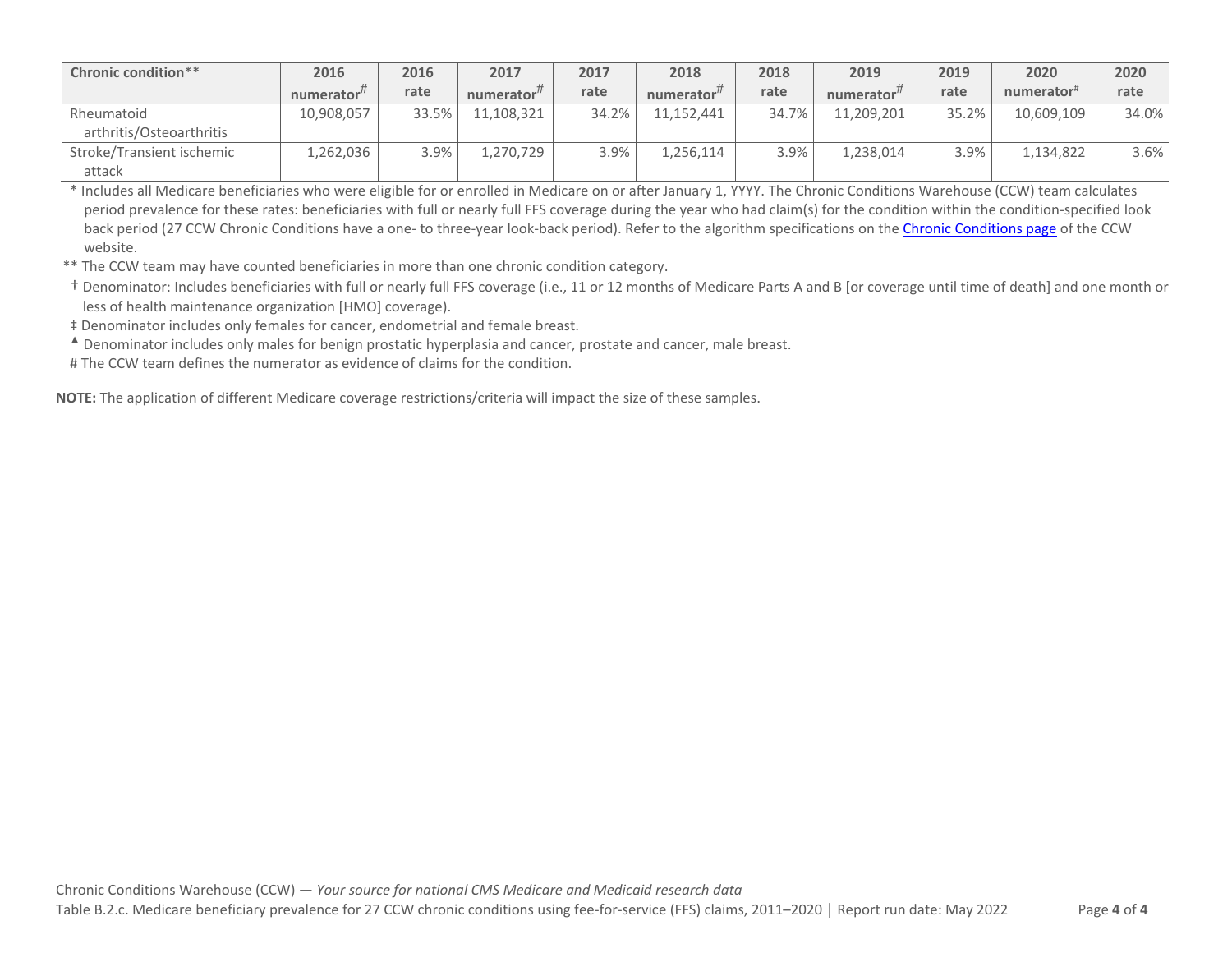| Chronic condition** | 2016 numerator# | 2016 rate | 2017 numerator# | 2017 rate | 2018 numerator# | 2018 rate | 2019 numerator# | 2019 rate | 2020 numerator# | 2020 rate |
|---|---|---|---|---|---|---|---|---|---|---|
| Rheumatoid arthritis/Osteoarthritis | 10,908,057 | 33.5% | 11,108,321 | 34.2% | 11,152,441 | 34.7% | 11,209,201 | 35.2% | 10,609,109 | 34.0% |
| Stroke/Transient ischemic attack | 1,262,036 | 3.9% | 1,270,729 | 3.9% | 1,256,114 | 3.9% | 1,238,014 | 3.9% | 1,134,822 | 3.6% |

* Includes all Medicare beneficiaries who were eligible for or enrolled in Medicare on or after January 1, YYYY. The Chronic Conditions Warehouse (CCW) team calculates period prevalence for these rates: beneficiaries with full or nearly full FFS coverage during the year who had claim(s) for the condition within the condition-specified look back period (27 CCW Chronic Conditions have a one- to three-year look-back period). Refer to the algorithm specifications on the Chronic Conditions page of the CCW website.

** The CCW team may have counted beneficiaries in more than one chronic condition category.

† Denominator: Includes beneficiaries with full or nearly full FFS coverage (i.e., 11 or 12 months of Medicare Parts A and B [or coverage until time of death] and one month or less of health maintenance organization [HMO] coverage).

‡ Denominator includes only females for cancer, endometrial and female breast.

▲ Denominator includes only males for benign prostatic hyperplasia and cancer, prostate and cancer, male breast.

# The CCW team defines the numerator as evidence of claims for the condition.

**NOTE:** The application of different Medicare coverage restrictions/criteria will impact the size of these samples.

Chronic Conditions Warehouse (CCW) — *Your source for national CMS Medicare and Medicaid research data*

Table B.2.c. Medicare beneficiary prevalence for 27 CCW chronic conditions using fee-for-service (FFS) claims, 2011–2020 | Report run date: May 2022